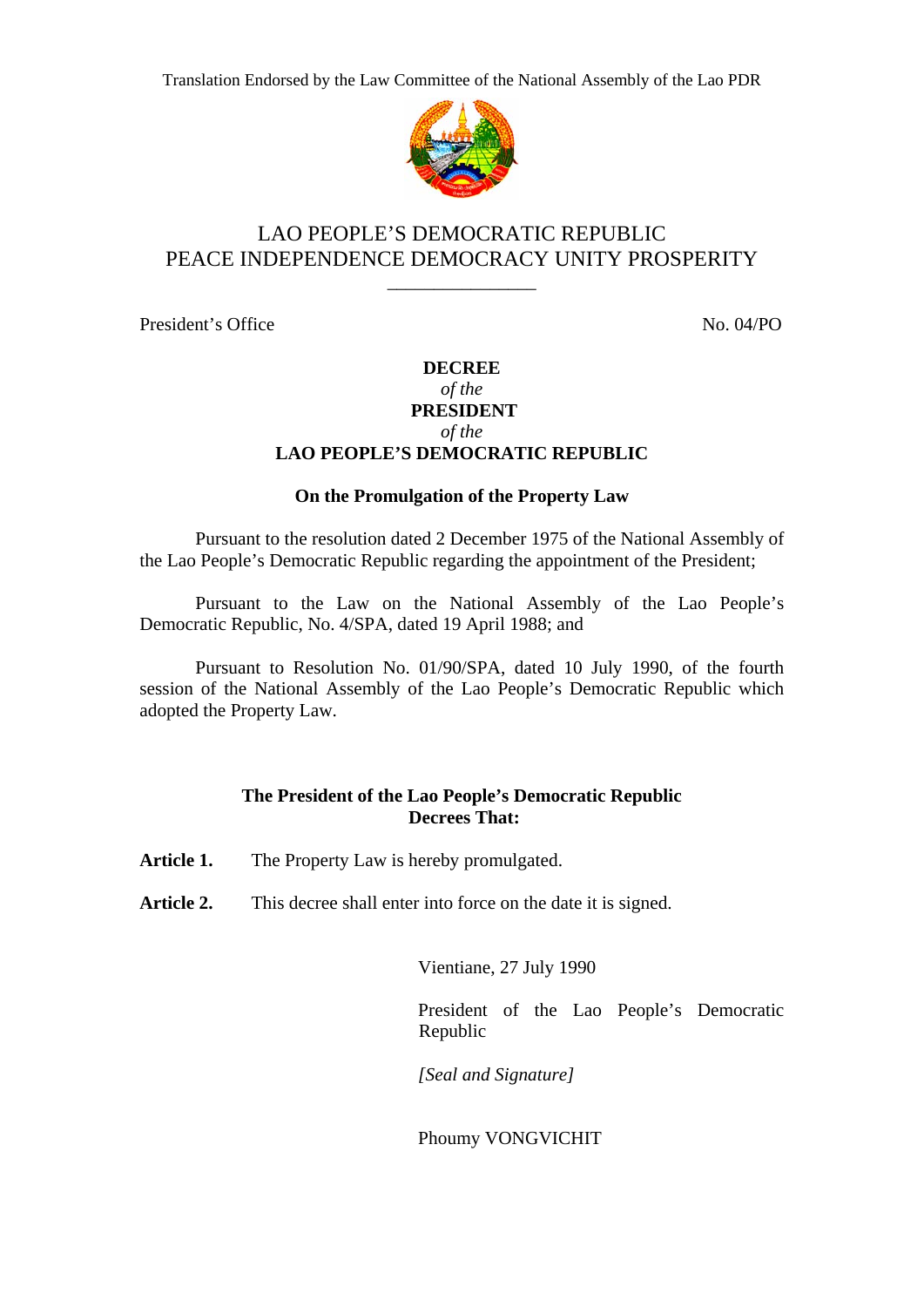Translation Endorsed by the Law Committee of the National Assembly of the Lao PDR

LAO PEOPLE'S DEMOCRATIC REPUBLIC
PEACE INDEPENDENCE DEMOCRACY UNITY PROSPERITY

---

President's Office No. 04/PO

**DECREE**
*of the*
**PRESIDENT**
*of the*
**LAO PEOPLE'S DEMOCRATIC REPUBLIC**

**On the Promulgation of the Property Law**

Pursuant to the resolution dated 2 December 1975 of the National Assembly of the Lao People's Democratic Republic regarding the appointment of the President;

Pursuant to the Law on the National Assembly of the Lao People's Democratic Republic, No. 4/SPA, dated 19 April 1988; and

Pursuant to Resolution No. 01/90/SPA, dated 10 July 1990, of the fourth session of the National Assembly of the Lao People's Democratic Republic which adopted the Property Law.

**The President of the Lao People's Democratic Republic**
**Decrees That:**

**Article 1.** The Property Law is hereby promulgated.

**Article 2.** This decree shall enter into force on the date it is signed.

Vientiane, 27 July 1990

President of the Lao People's Democratic Republic

*[Seal and Signature]*

Phoumy VONGVICHIT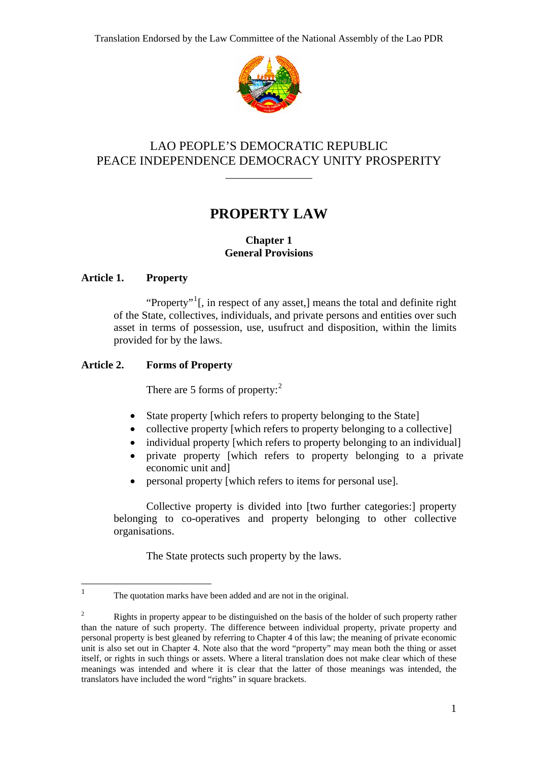Translation Endorsed by the Law Committee of the National Assembly of the Lao PDR

LAO PEOPLE'S DEMOCRATIC REPUBLIC
PEACE INDEPENDENCE DEMOCRACY UNITY PROSPERITY

---

# PROPERTY LAW

## Chapter 1
## General Provisions

### Article 1. Property

"Property"[1][, in respect of any asset,] means the total and definite right of the State, collectives, individuals, and private persons and entities over such asset in terms of possession, use, usufruct and disposition, within the limits provided for by the laws.

### Article 2. Forms of Property

There are 5 forms of property:[2]

- State property [which refers to property belonging to the State]
- collective property [which refers to property belonging to a collective]
- individual property [which refers to property belonging to an individual]
- private property [which refers to property belonging to a private economic unit and]
- personal property [which refers to items for personal use].

Collective property is divided into [two further categories:] property belonging to co-operatives and property belonging to other collective organisations.

The State protects such property by the laws.

---

[1] The quotation marks have been added and are not in the original.

[2] Rights in property appear to be distinguished on the basis of the holder of such property rather than the nature of such property. The difference between individual property, private property and personal property is best gleaned by referring to Chapter 4 of this law; the meaning of private economic unit is also set out in Chapter 4. Note also that the word "property" may mean both the thing or asset itself, or rights in such things or assets. Where a literal translation does not make clear which of these meanings was intended and where it is clear that the latter of those meanings was intended, the translators have included the word "rights" in square brackets.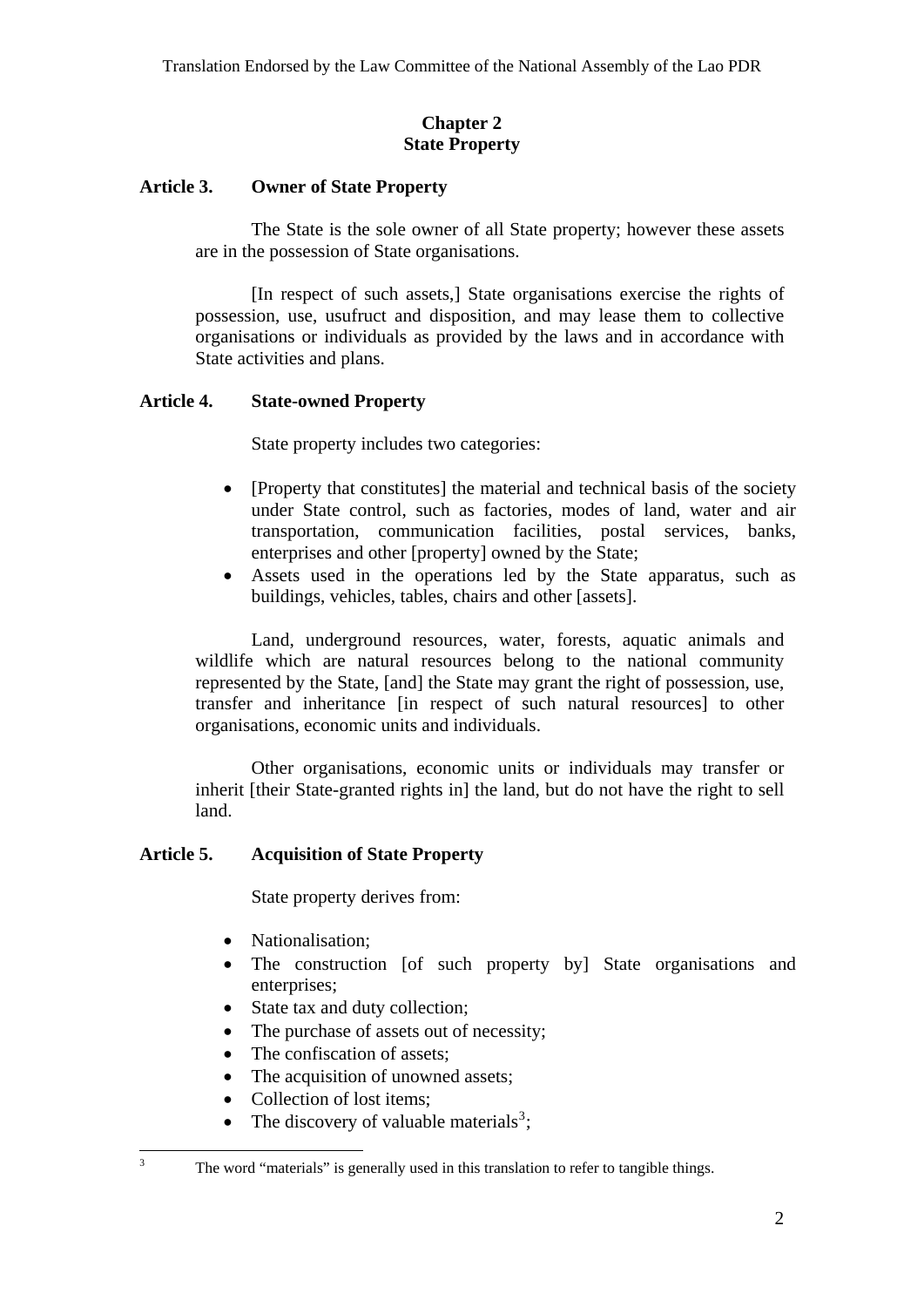## Chapter 2
## State Property

### Article 3. Owner of State Property

The State is the sole owner of all State property; however these assets are in the possession of State organisations.

[In respect of such assets,] State organisations exercise the rights of possession, use, usufruct and disposition, and may lease them to collective organisations or individuals as provided by the laws and in accordance with State activities and plans.

### Article 4. State-owned Property

State property includes two categories:

- [Property that constitutes] the material and technical basis of the society under State control, such as factories, modes of land, water and air transportation, communication facilities, postal services, banks, enterprises and other [property] owned by the State;
- Assets used in the operations led by the State apparatus, such as buildings, vehicles, tables, chairs and other [assets].

Land, underground resources, water, forests, aquatic animals and wildlife which are natural resources belong to the national community represented by the State, [and] the State may grant the right of possession, use, transfer and inheritance [in respect of such natural resources] to other organisations, economic units and individuals.

Other organisations, economic units or individuals may transfer or inherit [their State-granted rights in] the land, but do not have the right to sell land.

### Article 5. Acquisition of State Property

State property derives from:

- Nationalisation;
- The construction [of such property by] State organisations and enterprises;
- State tax and duty collection;
- The purchase of assets out of necessity;
- The confiscation of assets;
- The acquisition of unowned assets;
- Collection of lost items;
- The discovery of valuable materials[3];

[3] The word "materials" is generally used in this translation to refer to tangible things.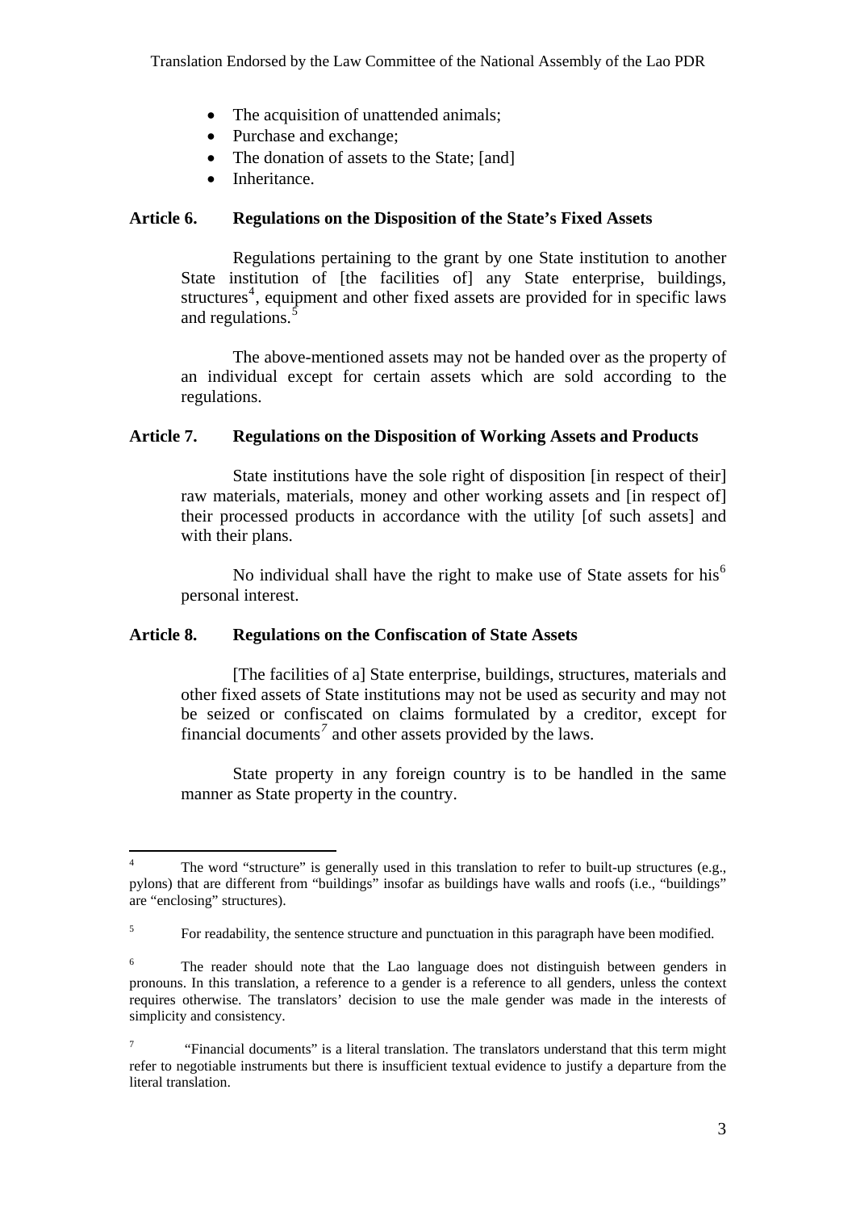- The acquisition of unattended animals;
- Purchase and exchange;
- The donation of assets to the State; [and]
- Inheritance.

**Article 6. Regulations on the Disposition of the State's Fixed Assets**

Regulations pertaining to the grant by one State institution to another State institution of [the facilities of] any State enterprise, buildings, structures[4], equipment and other fixed assets are provided for in specific laws and regulations.[5]

The above-mentioned assets may not be handed over as the property of an individual except for certain assets which are sold according to the regulations.

**Article 7. Regulations on the Disposition of Working Assets and Products**

State institutions have the sole right of disposition [in respect of their] raw materials, materials, money and other working assets and [in respect of] their processed products in accordance with the utility [of such assets] and with their plans.

No individual shall have the right to make use of State assets for his[6] personal interest.

**Article 8. Regulations on the Confiscation of State Assets**

[The facilities of a] State enterprise, buildings, structures, materials and other fixed assets of State institutions may not be used as security and may not be seized or confiscated on claims formulated by a creditor, except for financial documents[7] and other assets provided by the laws.

State property in any foreign country is to be handled in the same manner as State property in the country.

---

[4] The word "structure" is generally used in this translation to refer to built-up structures (e.g., pylons) that are different from "buildings" insofar as buildings have walls and roofs (i.e., "buildings" are "enclosing" structures).

[5] For readability, the sentence structure and punctuation in this paragraph have been modified.

[6] The reader should note that the Lao language does not distinguish between genders in pronouns. In this translation, a reference to a gender is a reference to all genders, unless the context requires otherwise. The translators' decision to use the male gender was made in the interests of simplicity and consistency.

[7] "Financial documents" is a literal translation. The translators understand that this term might refer to negotiable instruments but there is insufficient textual evidence to justify a departure from the literal translation.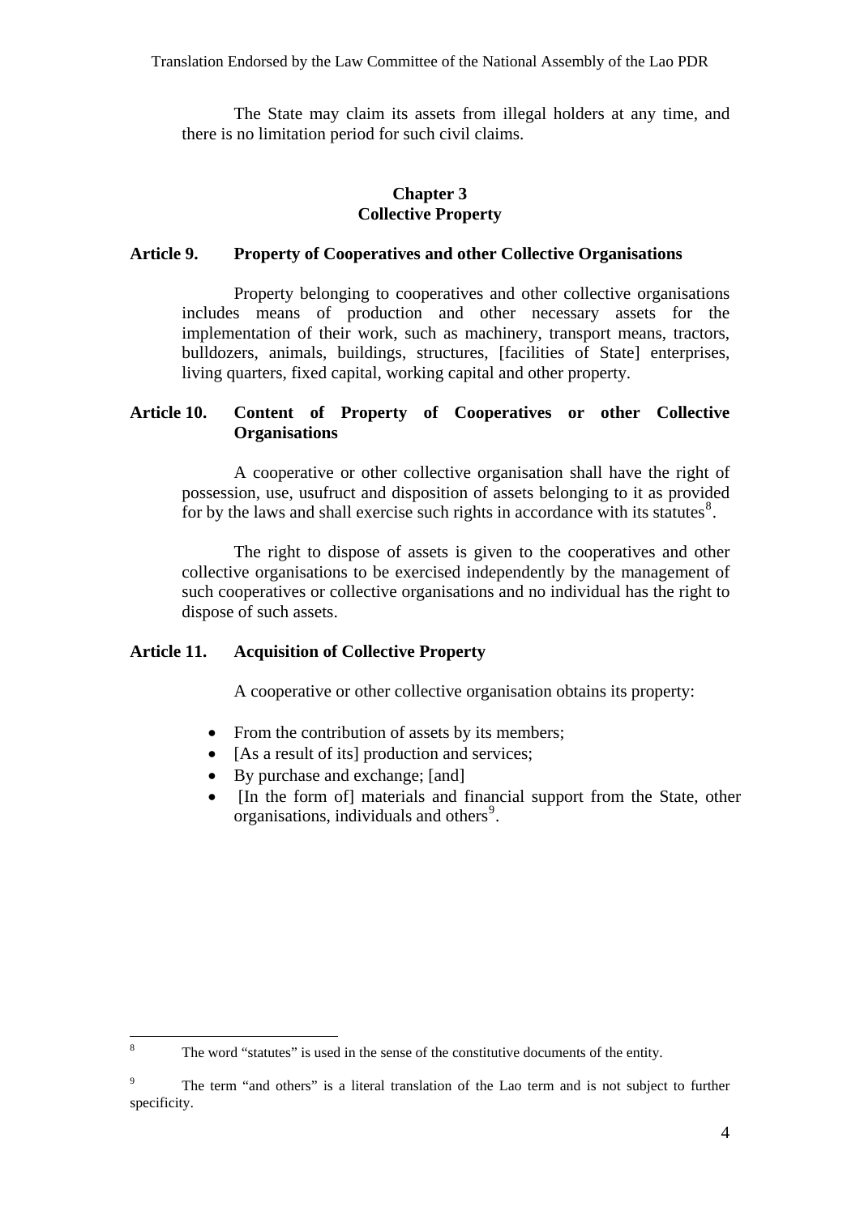The State may claim its assets from illegal holders at any time, and there is no limitation period for such civil claims.

## Chapter 3
## Collective Property

### Article 9. Property of Cooperatives and other Collective Organisations

Property belonging to cooperatives and other collective organisations includes means of production and other necessary assets for the implementation of their work, such as machinery, transport means, tractors, bulldozers, animals, buildings, structures, [facilities of State] enterprises, living quarters, fixed capital, working capital and other property.

### Article 10. Content of Property of Cooperatives or other Collective Organisations

A cooperative or other collective organisation shall have the right of possession, use, usufruct and disposition of assets belonging to it as provided for by the laws and shall exercise such rights in accordance with its statutes[8].

The right to dispose of assets is given to the cooperatives and other collective organisations to be exercised independently by the management of such cooperatives or collective organisations and no individual has the right to dispose of such assets.

### Article 11. Acquisition of Collective Property

A cooperative or other collective organisation obtains its property:

- From the contribution of assets by its members;
- [As a result of its] production and services;
- By purchase and exchange; [and]
- [In the form of] materials and financial support from the State, other organisations, individuals and others[9].

---

[8] The word "statutes" is used in the sense of the constitutive documents of the entity.

[9] The term "and others" is a literal translation of the Lao term and is not subject to further specificity.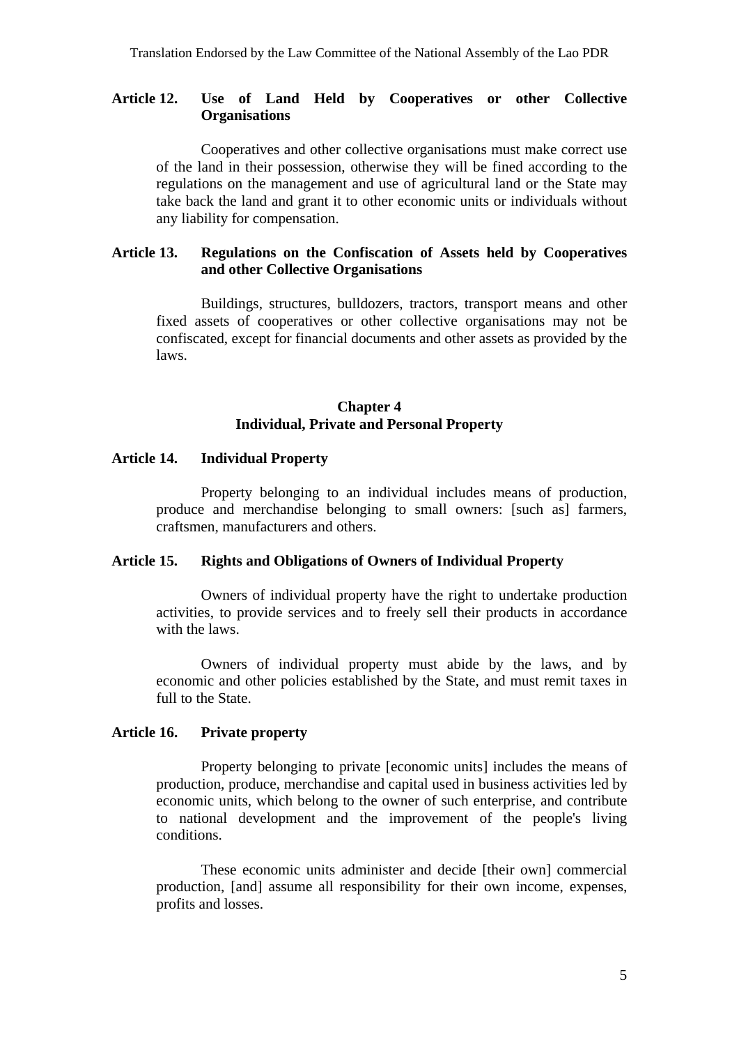**Article 12. Use of Land Held by Cooperatives or other Collective Organisations**

Cooperatives and other collective organisations must make correct use of the land in their possession, otherwise they will be fined according to the regulations on the management and use of agricultural land or the State may take back the land and grant it to other economic units or individuals without any liability for compensation.

**Article 13. Regulations on the Confiscation of Assets held by Cooperatives and other Collective Organisations**

Buildings, structures, bulldozers, tractors, transport means and other fixed assets of cooperatives or other collective organisations may not be confiscated, except for financial documents and other assets as provided by the laws.

## Chapter 4
## Individual, Private and Personal Property

**Article 14. Individual Property**

Property belonging to an individual includes means of production, produce and merchandise belonging to small owners: [such as] farmers, craftsmen, manufacturers and others.

**Article 15. Rights and Obligations of Owners of Individual Property**

Owners of individual property have the right to undertake production activities, to provide services and to freely sell their products in accordance with the laws.

Owners of individual property must abide by the laws, and by economic and other policies established by the State, and must remit taxes in full to the State.

**Article 16. Private property**

Property belonging to private [economic units] includes the means of production, produce, merchandise and capital used in business activities led by economic units, which belong to the owner of such enterprise, and contribute to national development and the improvement of the people's living conditions.

These economic units administer and decide [their own] commercial production, [and] assume all responsibility for their own income, expenses, profits and losses.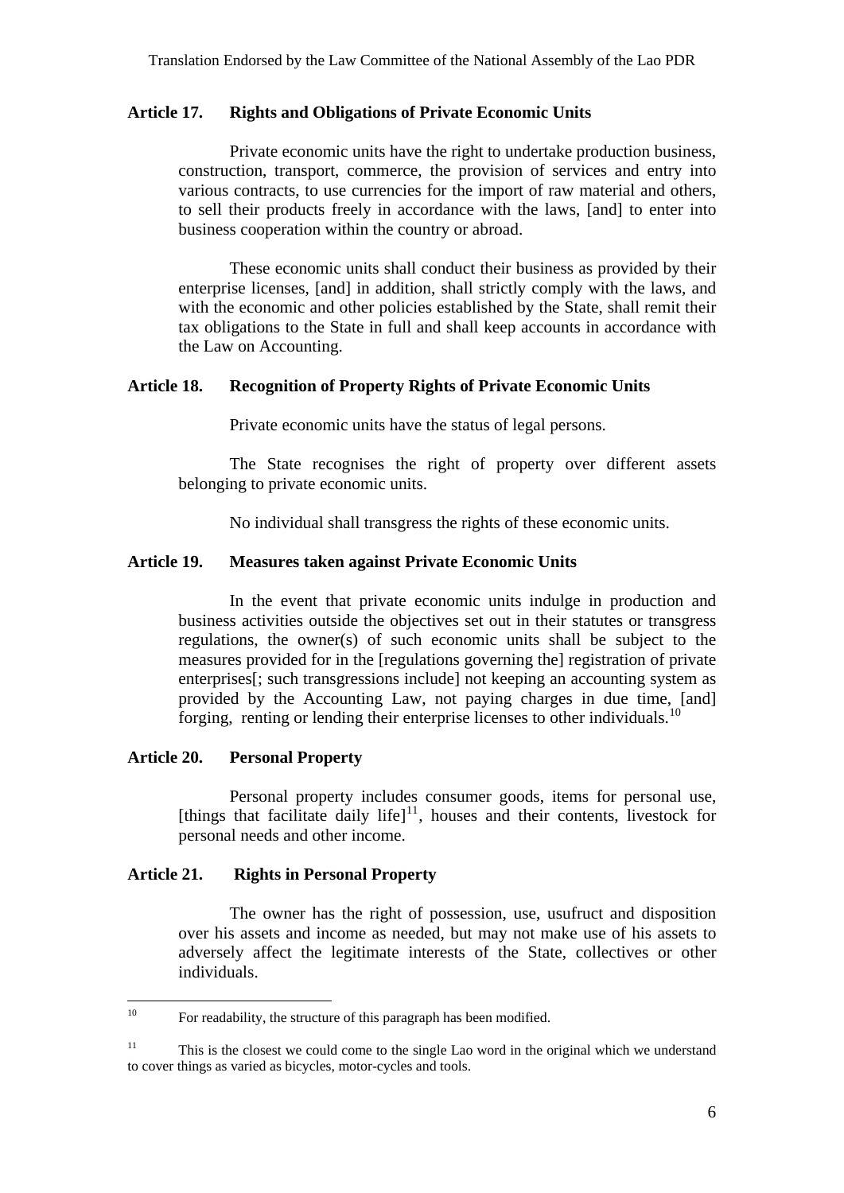## Article 17. Rights and Obligations of Private Economic Units

Private economic units have the right to undertake production business, construction, transport, commerce, the provision of services and entry into various contracts, to use currencies for the import of raw material and others, to sell their products freely in accordance with the laws, [and] to enter into business cooperation within the country or abroad.

These economic units shall conduct their business as provided by their enterprise licenses, [and] in addition, shall strictly comply with the laws, and with the economic and other policies established by the State, shall remit their tax obligations to the State in full and shall keep accounts in accordance with the Law on Accounting.

## Article 18. Recognition of Property Rights of Private Economic Units

Private economic units have the status of legal persons.

The State recognises the right of property over different assets belonging to private economic units.

No individual shall transgress the rights of these economic units.

## Article 19. Measures taken against Private Economic Units

In the event that private economic units indulge in production and business activities outside the objectives set out in their statutes or transgress regulations, the owner(s) of such economic units shall be subject to the measures provided for in the [regulations governing the] registration of private enterprises[; such transgressions include] not keeping an accounting system as provided by the Accounting Law, not paying charges in due time, [and] forging, renting or lending their enterprise licenses to other individuals.[10]

## Article 20. Personal Property

Personal property includes consumer goods, items for personal use, [things that facilitate daily life][11], houses and their contents, livestock for personal needs and other income.

## Article 21. Rights in Personal Property

The owner has the right of possession, use, usufruct and disposition over his assets and income as needed, but may not make use of his assets to adversely affect the legitimate interests of the State, collectives or other individuals.

---

[10] For readability, the structure of this paragraph has been modified.

[11] This is the closest we could come to the single Lao word in the original which we understand to cover things as varied as bicycles, motor-cycles and tools.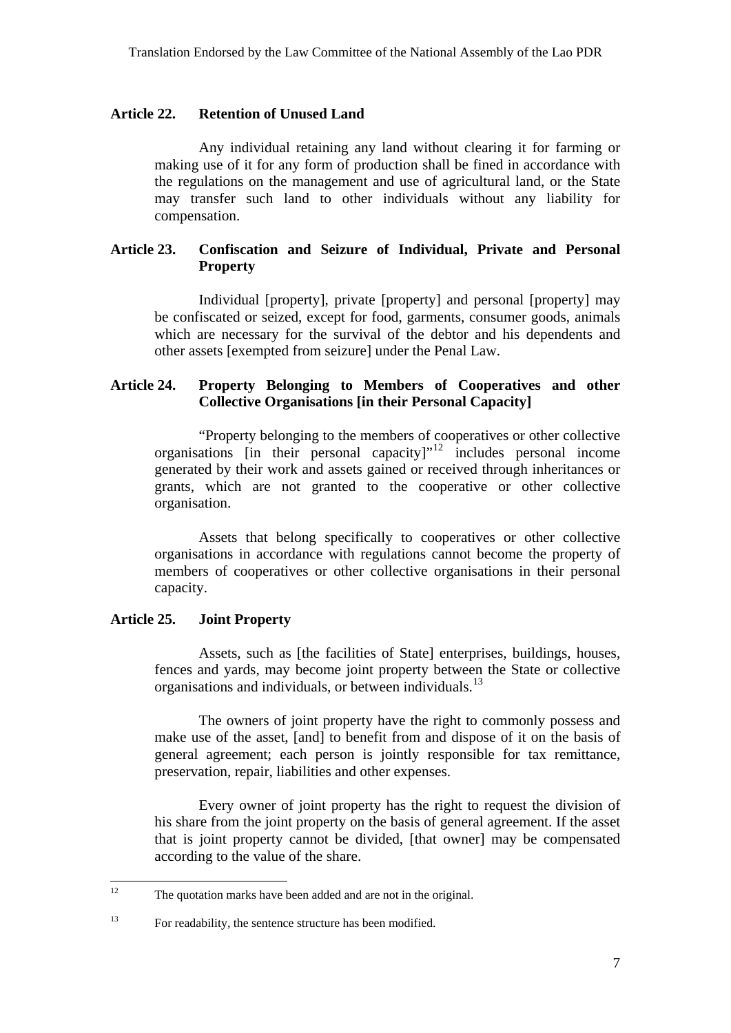**Article 22. Retention of Unused Land**

Any individual retaining any land without clearing it for farming or making use of it for any form of production shall be fined in accordance with the regulations on the management and use of agricultural land, or the State may transfer such land to other individuals without any liability for compensation.

**Article 23. Confiscation and Seizure of Individual, Private and Personal Property**

Individual [property], private [property] and personal [property] may be confiscated or seized, except for food, garments, consumer goods, animals which are necessary for the survival of the debtor and his dependents and other assets [exempted from seizure] under the Penal Law.

**Article 24. Property Belonging to Members of Cooperatives and other Collective Organisations [in their Personal Capacity]**

"Property belonging to the members of cooperatives or other collective organisations [in their personal capacity]"[12] includes personal income generated by their work and assets gained or received through inheritances or grants, which are not granted to the cooperative or other collective organisation.

Assets that belong specifically to cooperatives or other collective organisations in accordance with regulations cannot become the property of members of cooperatives or other collective organisations in their personal capacity.

**Article 25. Joint Property**

Assets, such as [the facilities of State] enterprises, buildings, houses, fences and yards, may become joint property between the State or collective organisations and individuals, or between individuals.[13]

The owners of joint property have the right to commonly possess and make use of the asset, [and] to benefit from and dispose of it on the basis of general agreement; each person is jointly responsible for tax remittance, preservation, repair, liabilities and other expenses.

Every owner of joint property has the right to request the division of his share from the joint property on the basis of general agreement. If the asset that is joint property cannot be divided, [that owner] may be compensated according to the value of the share.

---

[12] The quotation marks have been added and are not in the original.

[13] For readability, the sentence structure has been modified.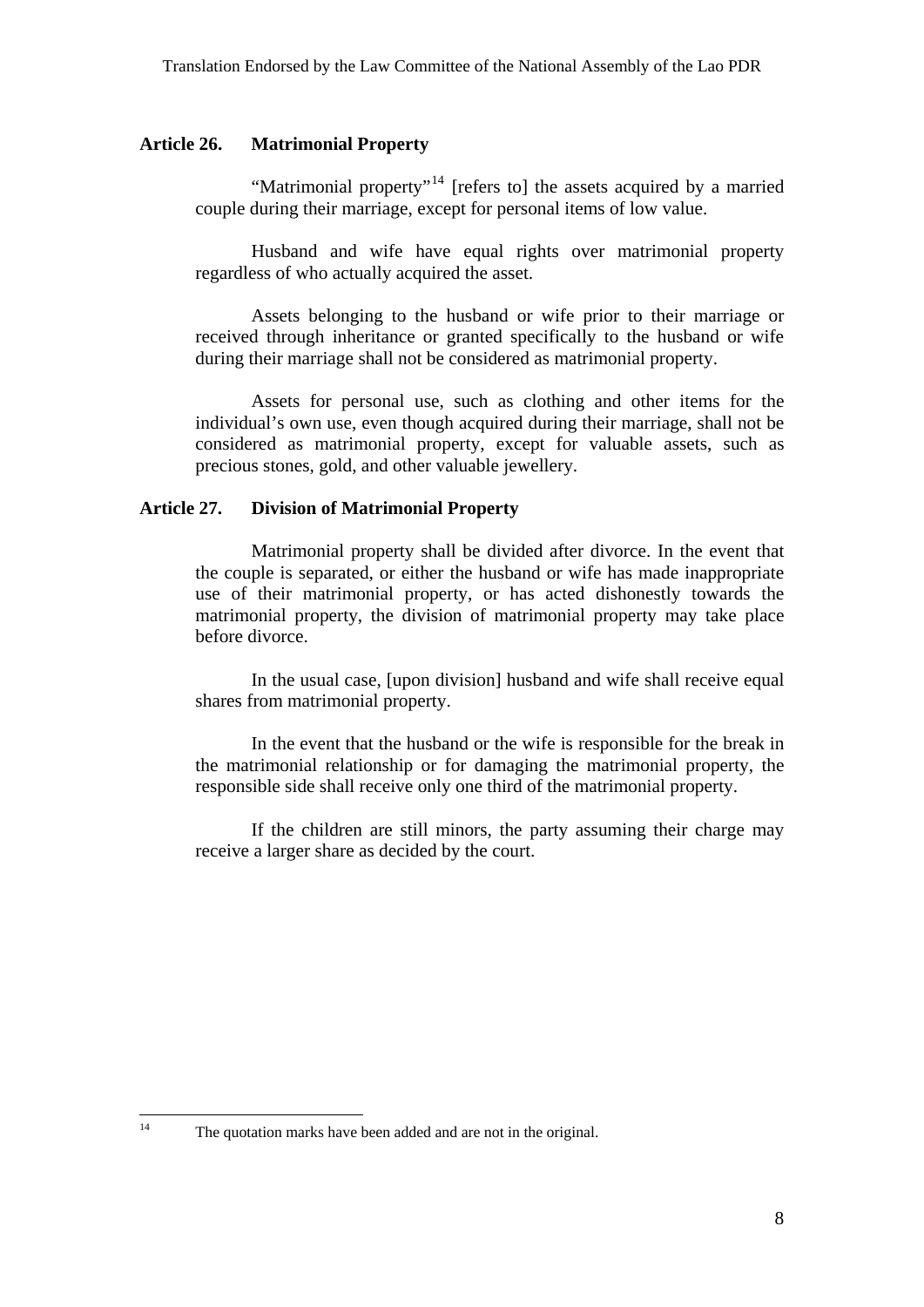### Article 26. Matrimonial Property

"Matrimonial property"[14] [refers to] the assets acquired by a married couple during their marriage, except for personal items of low value.

Husband and wife have equal rights over matrimonial property regardless of who actually acquired the asset.

Assets belonging to the husband or wife prior to their marriage or received through inheritance or granted specifically to the husband or wife during their marriage shall not be considered as matrimonial property.

Assets for personal use, such as clothing and other items for the individual's own use, even though acquired during their marriage, shall not be considered as matrimonial property, except for valuable assets, such as precious stones, gold, and other valuable jewellery.

### Article 27. Division of Matrimonial Property

Matrimonial property shall be divided after divorce. In the event that the couple is separated, or either the husband or wife has made inappropriate use of their matrimonial property, or has acted dishonestly towards the matrimonial property, the division of matrimonial property may take place before divorce.

In the usual case, [upon division] husband and wife shall receive equal shares from matrimonial property.

In the event that the husband or the wife is responsible for the break in the matrimonial relationship or for damaging the matrimonial property, the responsible side shall receive only one third of the matrimonial property.

If the children are still minors, the party assuming their charge may receive a larger share as decided by the court.

---

[14] The quotation marks have been added and are not in the original.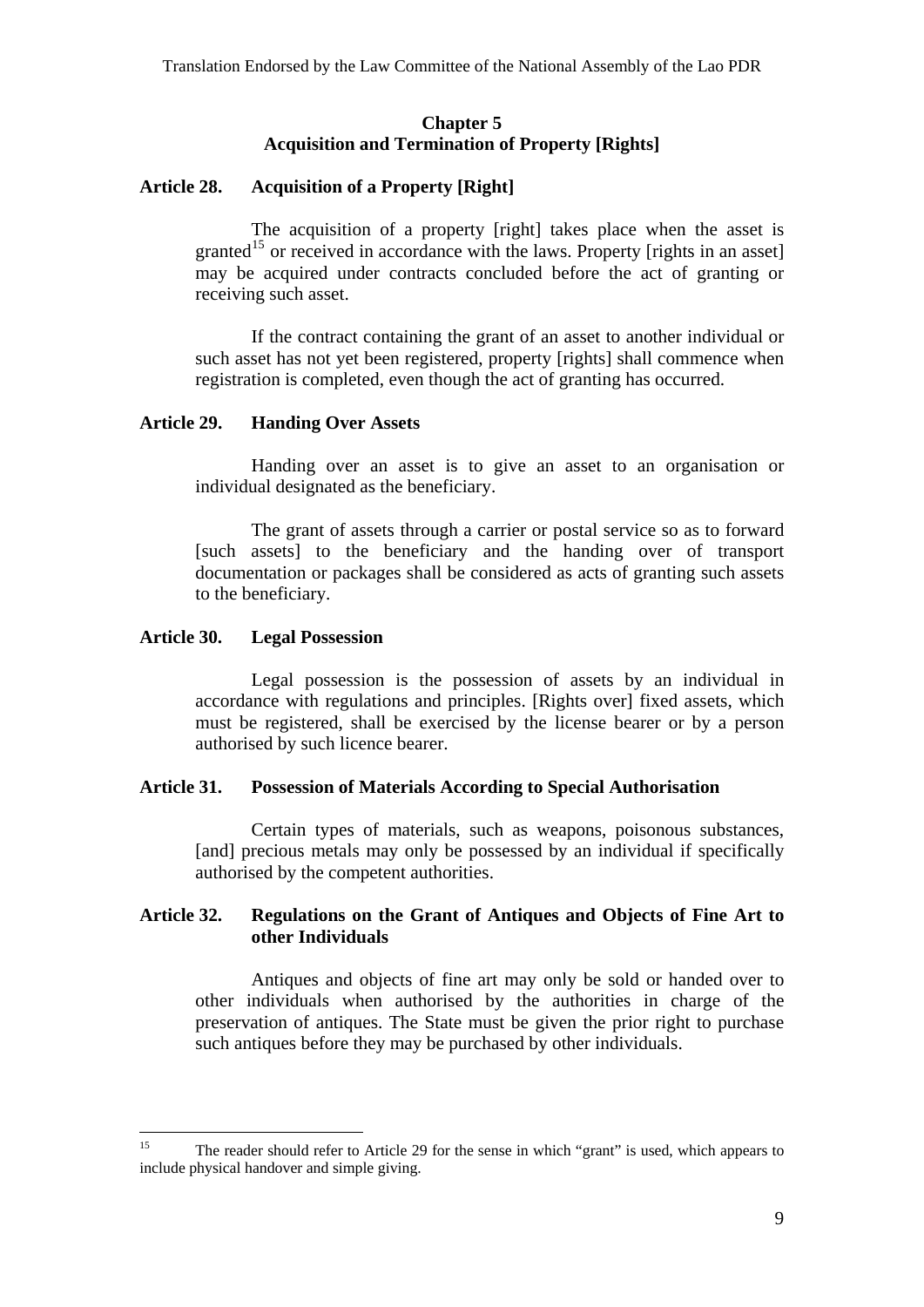## Chapter 5
## Acquisition and Termination of Property [Rights]

### Article 28. Acquisition of a Property [Right]

The acquisition of a property [right] takes place when the asset is granted[15] or received in accordance with the laws. Property [rights in an asset] may be acquired under contracts concluded before the act of granting or receiving such asset.

If the contract containing the grant of an asset to another individual or such asset has not yet been registered, property [rights] shall commence when registration is completed, even though the act of granting has occurred.

### Article 29. Handing Over Assets

Handing over an asset is to give an asset to an organisation or individual designated as the beneficiary.

The grant of assets through a carrier or postal service so as to forward [such assets] to the beneficiary and the handing over of transport documentation or packages shall be considered as acts of granting such assets to the beneficiary.

### Article 30. Legal Possession

Legal possession is the possession of assets by an individual in accordance with regulations and principles. [Rights over] fixed assets, which must be registered, shall be exercised by the license bearer or by a person authorised by such licence bearer.

### Article 31. Possession of Materials According to Special Authorisation

Certain types of materials, such as weapons, poisonous substances, [and] precious metals may only be possessed by an individual if specifically authorised by the competent authorities.

### Article 32. Regulations on the Grant of Antiques and Objects of Fine Art to other Individuals

Antiques and objects of fine art may only be sold or handed over to other individuals when authorised by the authorities in charge of the preservation of antiques. The State must be given the prior right to purchase such antiques before they may be purchased by other individuals.

---

[15] The reader should refer to Article 29 for the sense in which "grant" is used, which appears to include physical handover and simple giving.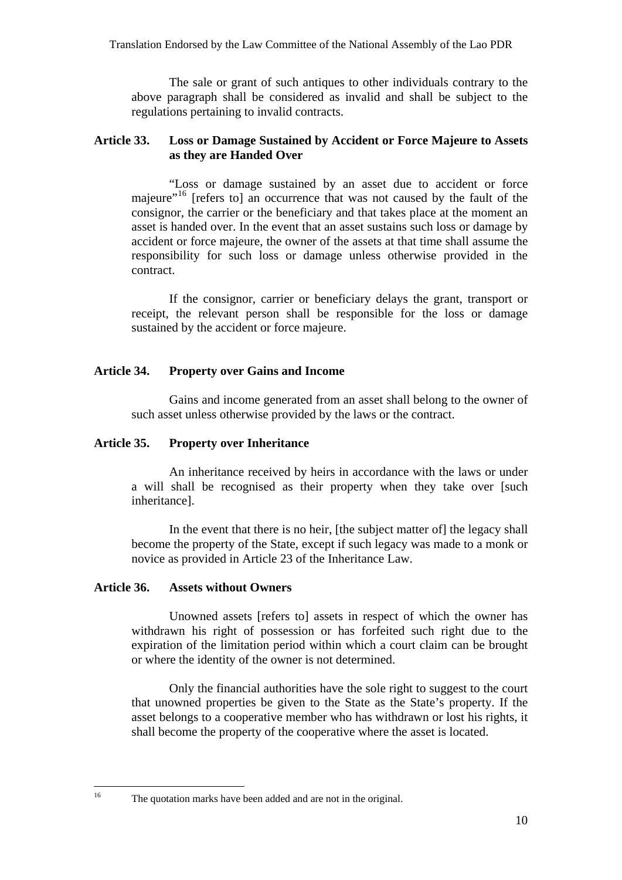The sale or grant of such antiques to other individuals contrary to the above paragraph shall be considered as invalid and shall be subject to the regulations pertaining to invalid contracts.

**Article 33. Loss or Damage Sustained by Accident or Force Majeure to Assets as they are Handed Over**

"Loss or damage sustained by an asset due to accident or force majeure"[16] [refers to] an occurrence that was not caused by the fault of the consignor, the carrier or the beneficiary and that takes place at the moment an asset is handed over. In the event that an asset sustains such loss or damage by accident or force majeure, the owner of the assets at that time shall assume the responsibility for such loss or damage unless otherwise provided in the contract.

If the consignor, carrier or beneficiary delays the grant, transport or receipt, the relevant person shall be responsible for the loss or damage sustained by the accident or force majeure.

**Article 34. Property over Gains and Income**

Gains and income generated from an asset shall belong to the owner of such asset unless otherwise provided by the laws or the contract.

**Article 35. Property over Inheritance**

An inheritance received by heirs in accordance with the laws or under a will shall be recognised as their property when they take over [such inheritance].

In the event that there is no heir, [the subject matter of] the legacy shall become the property of the State, except if such legacy was made to a monk or novice as provided in Article 23 of the Inheritance Law.

**Article 36. Assets without Owners**

Unowned assets [refers to] assets in respect of which the owner has withdrawn his right of possession or has forfeited such right due to the expiration of the limitation period within which a court claim can be brought or where the identity of the owner is not determined.

Only the financial authorities have the sole right to suggest to the court that unowned properties be given to the State as the State's property. If the asset belongs to a cooperative member who has withdrawn or lost his rights, it shall become the property of the cooperative where the asset is located.

---

[16] The quotation marks have been added and are not in the original.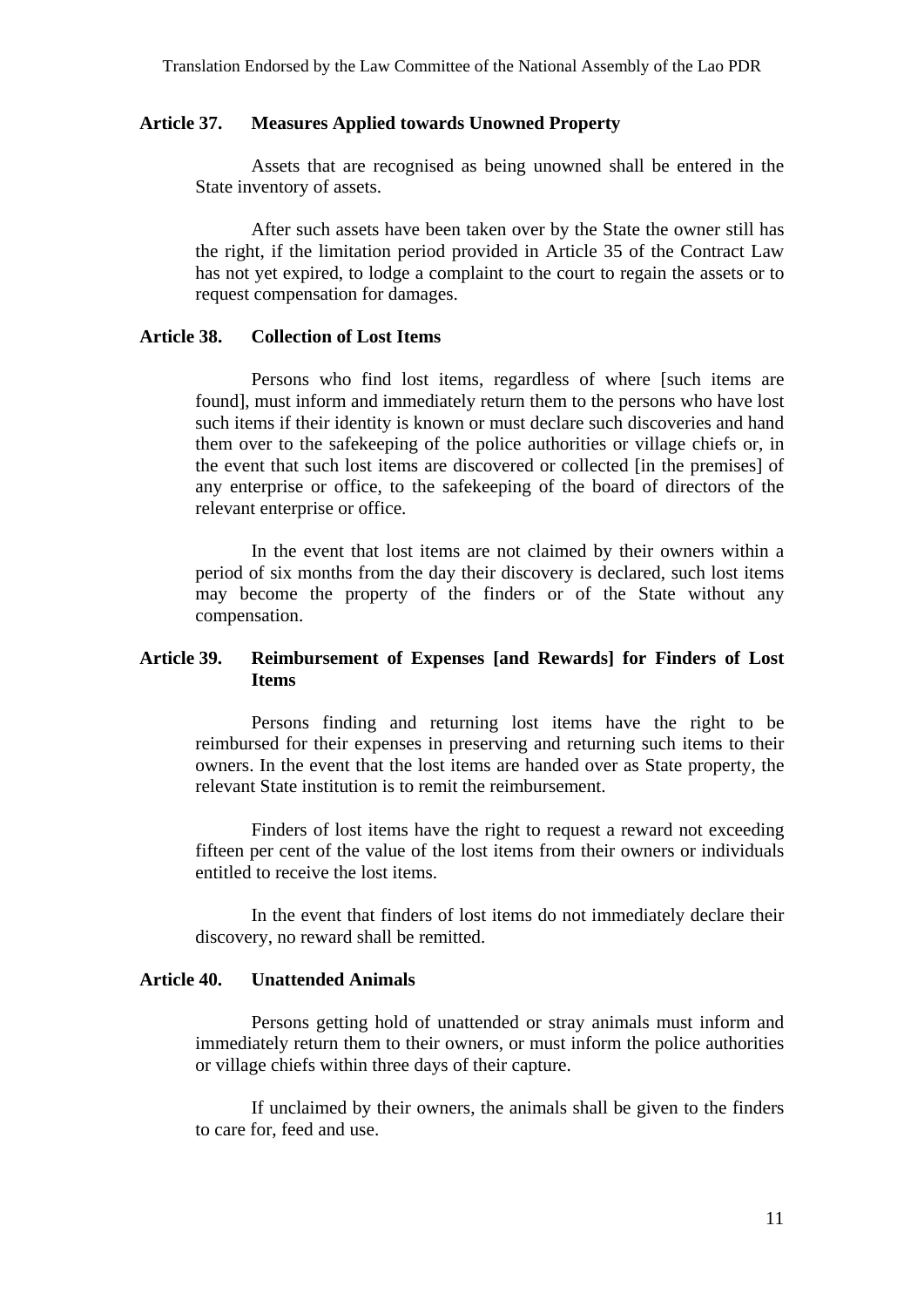### Article 37. Measures Applied towards Unowned Property

Assets that are recognised as being unowned shall be entered in the State inventory of assets.

After such assets have been taken over by the State the owner still has the right, if the limitation period provided in Article 35 of the Contract Law has not yet expired, to lodge a complaint to the court to regain the assets or to request compensation for damages.

### Article 38. Collection of Lost Items

Persons who find lost items, regardless of where [such items are found], must inform and immediately return them to the persons who have lost such items if their identity is known or must declare such discoveries and hand them over to the safekeeping of the police authorities or village chiefs or, in the event that such lost items are discovered or collected [in the premises] of any enterprise or office, to the safekeeping of the board of directors of the relevant enterprise or office.

In the event that lost items are not claimed by their owners within a period of six months from the day their discovery is declared, such lost items may become the property of the finders or of the State without any compensation.

### Article 39. Reimbursement of Expenses [and Rewards] for Finders of Lost Items

Persons finding and returning lost items have the right to be reimbursed for their expenses in preserving and returning such items to their owners. In the event that the lost items are handed over as State property, the relevant State institution is to remit the reimbursement.

Finders of lost items have the right to request a reward not exceeding fifteen per cent of the value of the lost items from their owners or individuals entitled to receive the lost items.

In the event that finders of lost items do not immediately declare their discovery, no reward shall be remitted.

### Article 40. Unattended Animals

Persons getting hold of unattended or stray animals must inform and immediately return them to their owners, or must inform the police authorities or village chiefs within three days of their capture.

If unclaimed by their owners, the animals shall be given to the finders to care for, feed and use.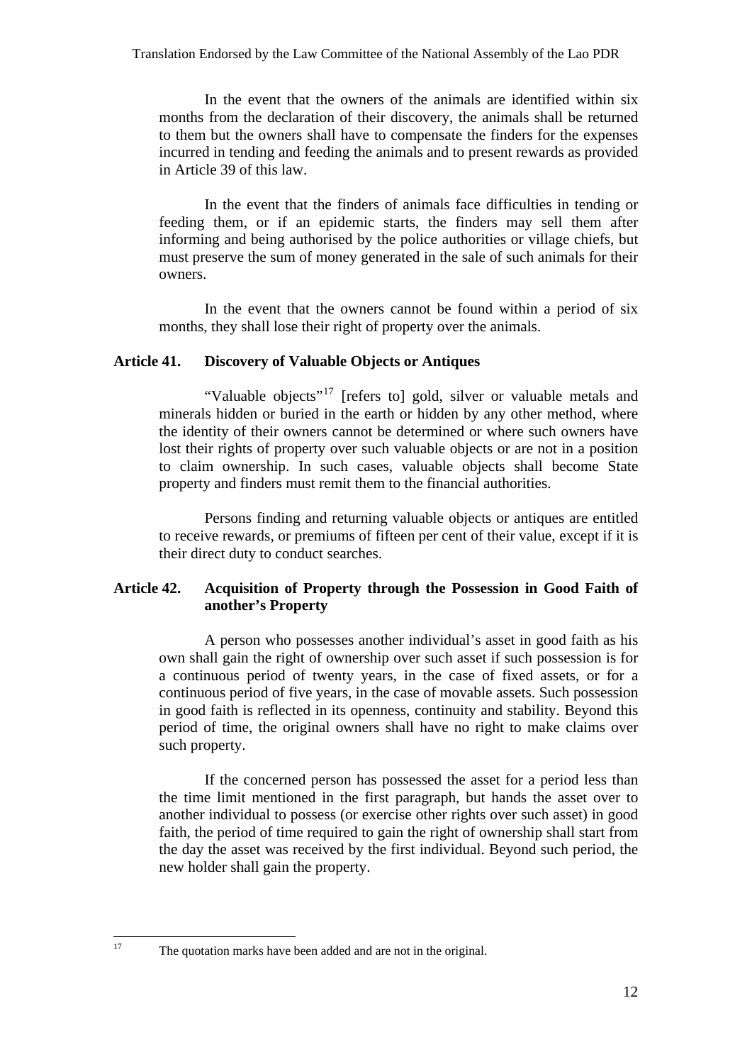In the event that the owners of the animals are identified within six months from the declaration of their discovery, the animals shall be returned to them but the owners shall have to compensate the finders for the expenses incurred in tending and feeding the animals and to present rewards as provided in Article 39 of this law.

In the event that the finders of animals face difficulties in tending or feeding them, or if an epidemic starts, the finders may sell them after informing and being authorised by the police authorities or village chiefs, but must preserve the sum of money generated in the sale of such animals for their owners.

In the event that the owners cannot be found within a period of six months, they shall lose their right of property over the animals.

### Article 41. Discovery of Valuable Objects or Antiques

"Valuable objects"[17] [refers to] gold, silver or valuable metals and minerals hidden or buried in the earth or hidden by any other method, where the identity of their owners cannot be determined or where such owners have lost their rights of property over such valuable objects or are not in a position to claim ownership. In such cases, valuable objects shall become State property and finders must remit them to the financial authorities.

Persons finding and returning valuable objects or antiques are entitled to receive rewards, or premiums of fifteen per cent of their value, except if it is their direct duty to conduct searches.

### Article 42. Acquisition of Property through the Possession in Good Faith of another's Property

A person who possesses another individual's asset in good faith as his own shall gain the right of ownership over such asset if such possession is for a continuous period of twenty years, in the case of fixed assets, or for a continuous period of five years, in the case of movable assets. Such possession in good faith is reflected in its openness, continuity and stability. Beyond this period of time, the original owners shall have no right to make claims over such property.

If the concerned person has possessed the asset for a period less than the time limit mentioned in the first paragraph, but hands the asset over to another individual to possess (or exercise other rights over such asset) in good faith, the period of time required to gain the right of ownership shall start from the day the asset was received by the first individual. Beyond such period, the new holder shall gain the property.

---

[17] The quotation marks have been added and are not in the original.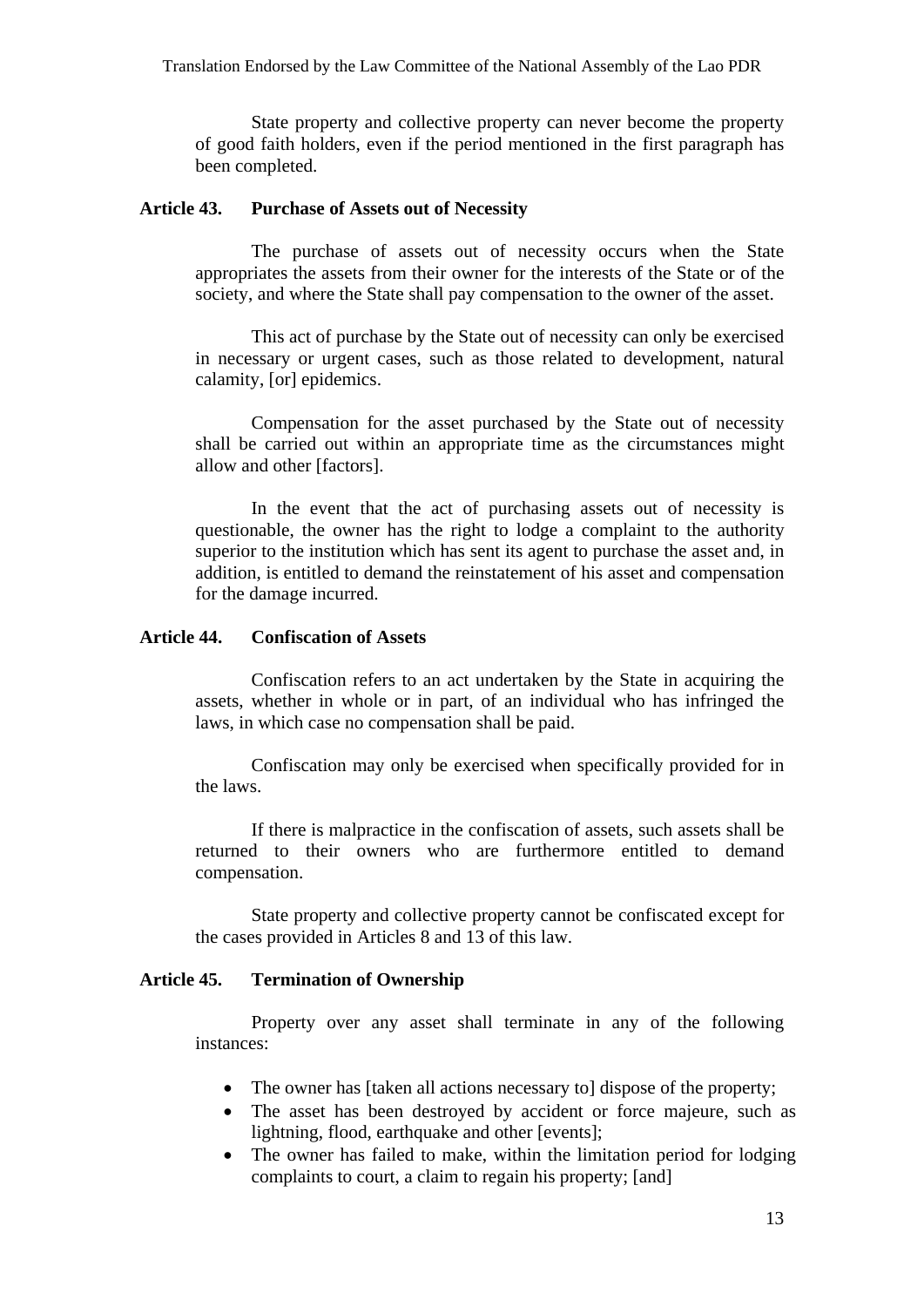State property and collective property can never become the property of good faith holders, even if the period mentioned in the first paragraph has been completed.

### Article 43. Purchase of Assets out of Necessity

The purchase of assets out of necessity occurs when the State appropriates the assets from their owner for the interests of the State or of the society, and where the State shall pay compensation to the owner of the asset.

This act of purchase by the State out of necessity can only be exercised in necessary or urgent cases, such as those related to development, natural calamity, [or] epidemics.

Compensation for the asset purchased by the State out of necessity shall be carried out within an appropriate time as the circumstances might allow and other [factors].

In the event that the act of purchasing assets out of necessity is questionable, the owner has the right to lodge a complaint to the authority superior to the institution which has sent its agent to purchase the asset and, in addition, is entitled to demand the reinstatement of his asset and compensation for the damage incurred.

### Article 44. Confiscation of Assets

Confiscation refers to an act undertaken by the State in acquiring the assets, whether in whole or in part, of an individual who has infringed the laws, in which case no compensation shall be paid.

Confiscation may only be exercised when specifically provided for in the laws.

If there is malpractice in the confiscation of assets, such assets shall be returned to their owners who are furthermore entitled to demand compensation.

State property and collective property cannot be confiscated except for the cases provided in Articles 8 and 13 of this law.

### Article 45. Termination of Ownership

Property over any asset shall terminate in any of the following instances:

- The owner has [taken all actions necessary to] dispose of the property;
- The asset has been destroyed by accident or force majeure, such as lightning, flood, earthquake and other [events];
- The owner has failed to make, within the limitation period for lodging complaints to court, a claim to regain his property; [and]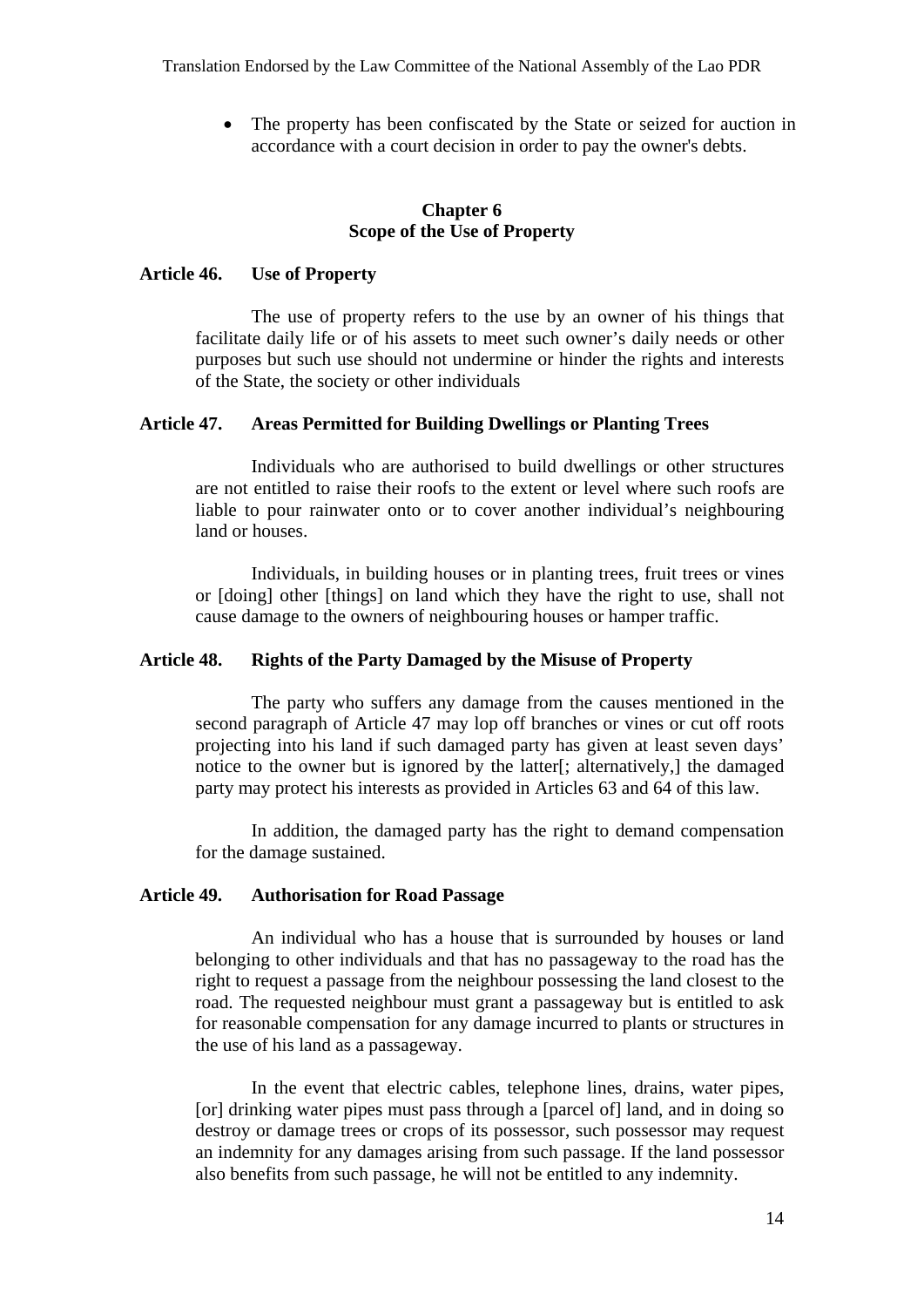- The property has been confiscated by the State or seized for auction in accordance with a court decision in order to pay the owner's debts.

## Chapter 6
## Scope of the Use of Property

### Article 46. Use of Property

The use of property refers to the use by an owner of his things that facilitate daily life or of his assets to meet such owner’s daily needs or other purposes but such use should not undermine or hinder the rights and interests of the State, the society or other individuals

### Article 47. Areas Permitted for Building Dwellings or Planting Trees

Individuals who are authorised to build dwellings or other structures are not entitled to raise their roofs to the extent or level where such roofs are liable to pour rainwater onto or to cover another individual’s neighbouring land or houses.

Individuals, in building houses or in planting trees, fruit trees or vines or [doing] other [things] on land which they have the right to use, shall not cause damage to the owners of neighbouring houses or hamper traffic.

### Article 48. Rights of the Party Damaged by the Misuse of Property

The party who suffers any damage from the causes mentioned in the second paragraph of Article 47 may lop off branches or vines or cut off roots projecting into his land if such damaged party has given at least seven days’ notice to the owner but is ignored by the latter[; alternatively,] the damaged party may protect his interests as provided in Articles 63 and 64 of this law.

In addition, the damaged party has the right to demand compensation for the damage sustained.

### Article 49. Authorisation for Road Passage

An individual who has a house that is surrounded by houses or land belonging to other individuals and that has no passageway to the road has the right to request a passage from the neighbour possessing the land closest to the road. The requested neighbour must grant a passageway but is entitled to ask for reasonable compensation for any damage incurred to plants or structures in the use of his land as a passageway.

In the event that electric cables, telephone lines, drains, water pipes, [or] drinking water pipes must pass through a [parcel of] land, and in doing so destroy or damage trees or crops of its possessor, such possessor may request an indemnity for any damages arising from such passage. If the land possessor also benefits from such passage, he will not be entitled to any indemnity.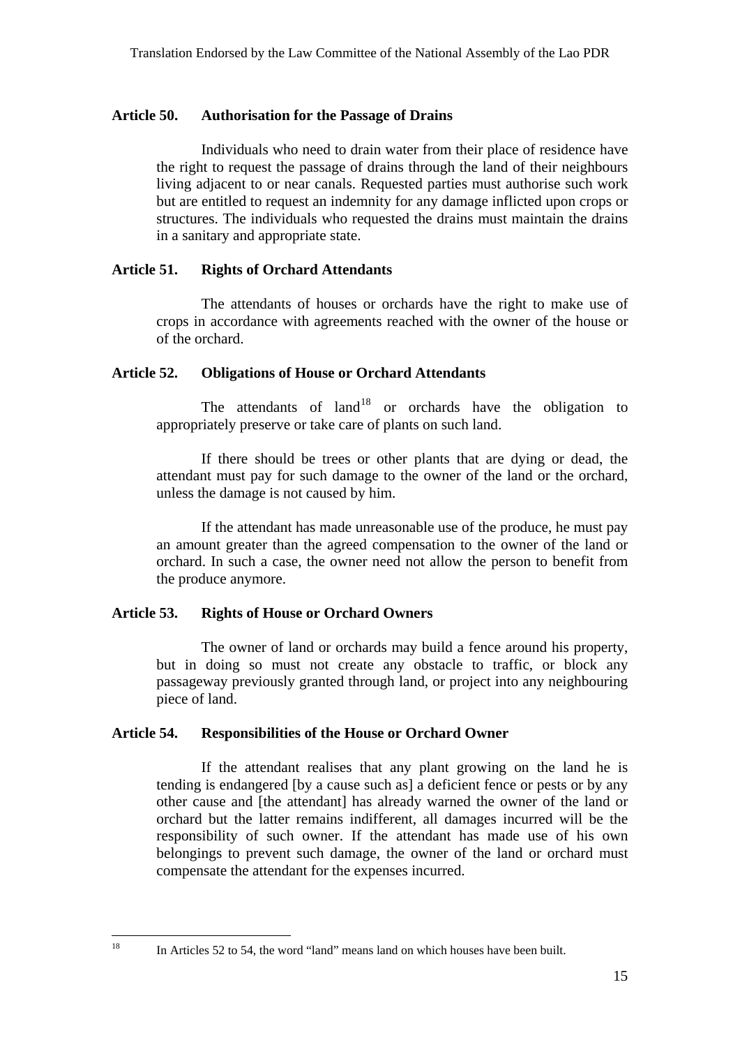### Article 50. Authorisation for the Passage of Drains

Individuals who need to drain water from their place of residence have the right to request the passage of drains through the land of their neighbours living adjacent to or near canals. Requested parties must authorise such work but are entitled to request an indemnity for any damage inflicted upon crops or structures. The individuals who requested the drains must maintain the drains in a sanitary and appropriate state.

### Article 51. Rights of Orchard Attendants

The attendants of houses or orchards have the right to make use of crops in accordance with agreements reached with the owner of the house or of the orchard.

### Article 52. Obligations of House or Orchard Attendants

The attendants of land[18] or orchards have the obligation to appropriately preserve or take care of plants on such land.

If there should be trees or other plants that are dying or dead, the attendant must pay for such damage to the owner of the land or the orchard, unless the damage is not caused by him.

If the attendant has made unreasonable use of the produce, he must pay an amount greater than the agreed compensation to the owner of the land or orchard. In such a case, the owner need not allow the person to benefit from the produce anymore.

### Article 53. Rights of House or Orchard Owners

The owner of land or orchards may build a fence around his property, but in doing so must not create any obstacle to traffic, or block any passageway previously granted through land, or project into any neighbouring piece of land.

### Article 54. Responsibilities of the House or Orchard Owner

If the attendant realises that any plant growing on the land he is tending is endangered [by a cause such as] a deficient fence or pests or by any other cause and [the attendant] has already warned the owner of the land or orchard but the latter remains indifferent, all damages incurred will be the responsibility of such owner. If the attendant has made use of his own belongings to prevent such damage, the owner of the land or orchard must compensate the attendant for the expenses incurred.

---

[18] In Articles 52 to 54, the word "land" means land on which houses have been built.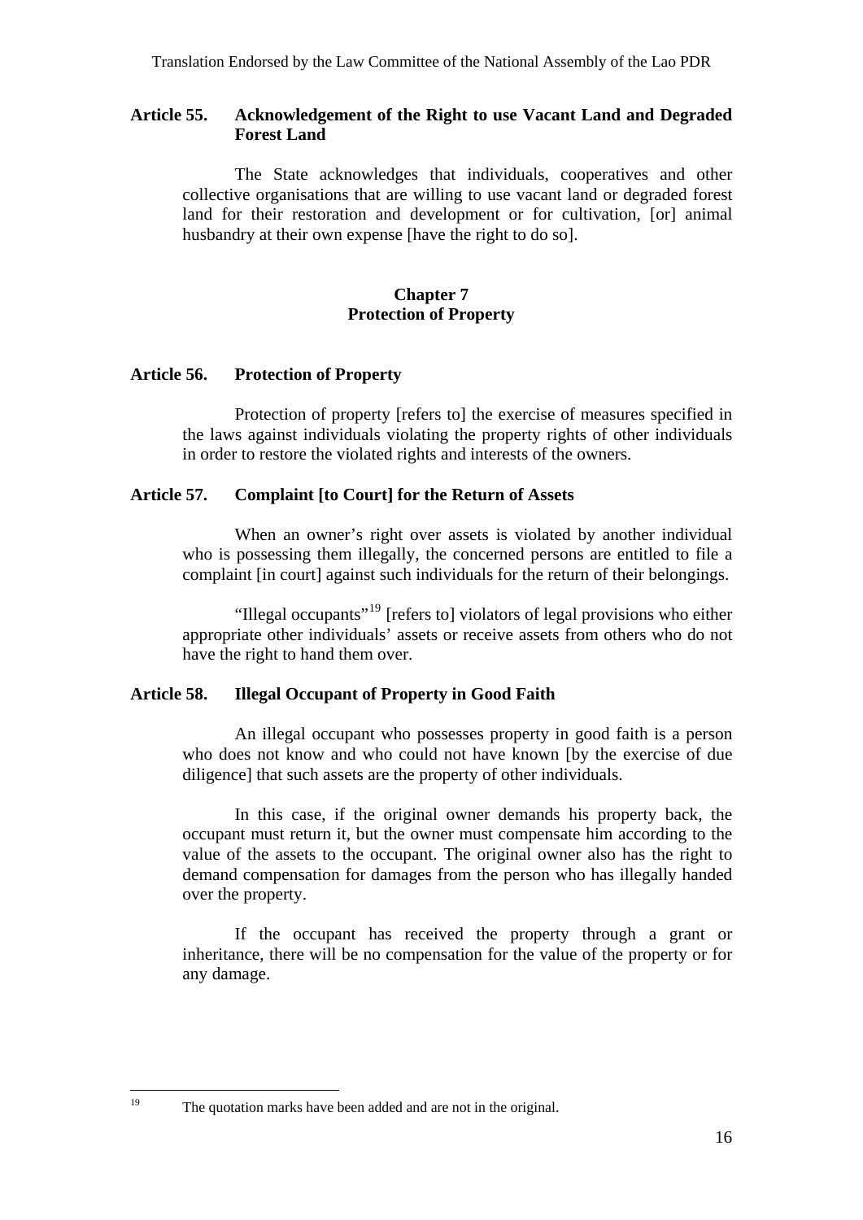**Article 55. Acknowledgement of the Right to use Vacant Land and Degraded Forest Land**

The State acknowledges that individuals, cooperatives and other collective organisations that are willing to use vacant land or degraded forest land for their restoration and development or for cultivation, [or] animal husbandry at their own expense [have the right to do so].

## Chapter 7
## Protection of Property

**Article 56. Protection of Property**

Protection of property [refers to] the exercise of measures specified in the laws against individuals violating the property rights of other individuals in order to restore the violated rights and interests of the owners.

**Article 57. Complaint [to Court] for the Return of Assets**

When an owner's right over assets is violated by another individual who is possessing them illegally, the concerned persons are entitled to file a complaint [in court] against such individuals for the return of their belongings.

"Illegal occupants"[19] [refers to] violators of legal provisions who either appropriate other individuals' assets or receive assets from others who do not have the right to hand them over.

**Article 58. Illegal Occupant of Property in Good Faith**

An illegal occupant who possesses property in good faith is a person who does not know and who could not have known [by the exercise of due diligence] that such assets are the property of other individuals.

In this case, if the original owner demands his property back, the occupant must return it, but the owner must compensate him according to the value of the assets to the occupant. The original owner also has the right to demand compensation for damages from the person who has illegally handed over the property.

If the occupant has received the property through a grant or inheritance, there will be no compensation for the value of the property or for any damage.

---

[19] The quotation marks have been added and are not in the original.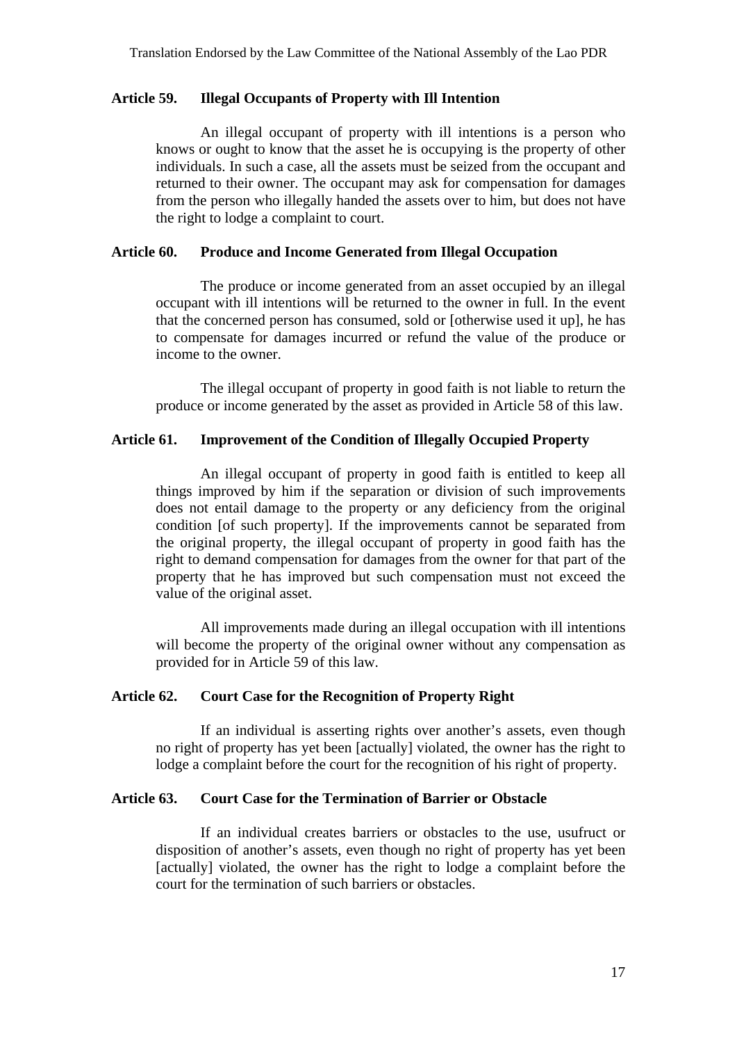**Article 59. Illegal Occupants of Property with Ill Intention**

An illegal occupant of property with ill intentions is a person who knows or ought to know that the asset he is occupying is the property of other individuals. In such a case, all the assets must be seized from the occupant and returned to their owner. The occupant may ask for compensation for damages from the person who illegally handed the assets over to him, but does not have the right to lodge a complaint to court.

**Article 60. Produce and Income Generated from Illegal Occupation**

The produce or income generated from an asset occupied by an illegal occupant with ill intentions will be returned to the owner in full. In the event that the concerned person has consumed, sold or [otherwise used it up], he has to compensate for damages incurred or refund the value of the produce or income to the owner.

The illegal occupant of property in good faith is not liable to return the produce or income generated by the asset as provided in Article 58 of this law.

**Article 61. Improvement of the Condition of Illegally Occupied Property**

An illegal occupant of property in good faith is entitled to keep all things improved by him if the separation or division of such improvements does not entail damage to the property or any deficiency from the original condition [of such property]. If the improvements cannot be separated from the original property, the illegal occupant of property in good faith has the right to demand compensation for damages from the owner for that part of the property that he has improved but such compensation must not exceed the value of the original asset.

All improvements made during an illegal occupation with ill intentions will become the property of the original owner without any compensation as provided for in Article 59 of this law.

**Article 62. Court Case for the Recognition of Property Right**

If an individual is asserting rights over another's assets, even though no right of property has yet been [actually] violated, the owner has the right to lodge a complaint before the court for the recognition of his right of property.

**Article 63. Court Case for the Termination of Barrier or Obstacle**

If an individual creates barriers or obstacles to the use, usufruct or disposition of another's assets, even though no right of property has yet been [actually] violated, the owner has the right to lodge a complaint before the court for the termination of such barriers or obstacles.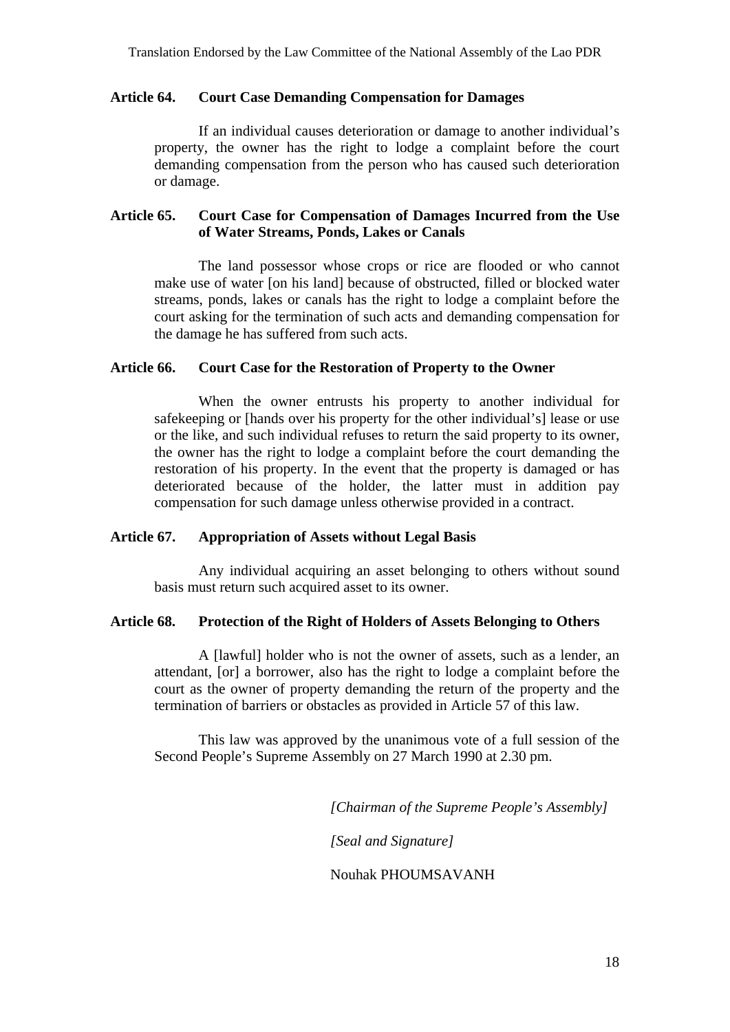### Article 64. Court Case Demanding Compensation for Damages

If an individual causes deterioration or damage to another individual's property, the owner has the right to lodge a complaint before the court demanding compensation from the person who has caused such deterioration or damage.

### Article 65. Court Case for Compensation of Damages Incurred from the Use of Water Streams, Ponds, Lakes or Canals

The land possessor whose crops or rice are flooded or who cannot make use of water [on his land] because of obstructed, filled or blocked water streams, ponds, lakes or canals has the right to lodge a complaint before the court asking for the termination of such acts and demanding compensation for the damage he has suffered from such acts.

### Article 66. Court Case for the Restoration of Property to the Owner

When the owner entrusts his property to another individual for safekeeping or [hands over his property for the other individual's] lease or use or the like, and such individual refuses to return the said property to its owner, the owner has the right to lodge a complaint before the court demanding the restoration of his property. In the event that the property is damaged or has deteriorated because of the holder, the latter must in addition pay compensation for such damage unless otherwise provided in a contract.

### Article 67. Appropriation of Assets without Legal Basis

Any individual acquiring an asset belonging to others without sound basis must return such acquired asset to its owner.

### Article 68. Protection of the Right of Holders of Assets Belonging to Others

A [lawful] holder who is not the owner of assets, such as a lender, an attendant, [or] a borrower, also has the right to lodge a complaint before the court as the owner of property demanding the return of the property and the termination of barriers or obstacles as provided in Article 57 of this law.

This law was approved by the unanimous vote of a full session of the Second People's Supreme Assembly on 27 March 1990 at 2.30 pm.

*[Chairman of the Supreme People's Assembly]*

*[Seal and Signature]*

Nouhak PHOUMSAVANH